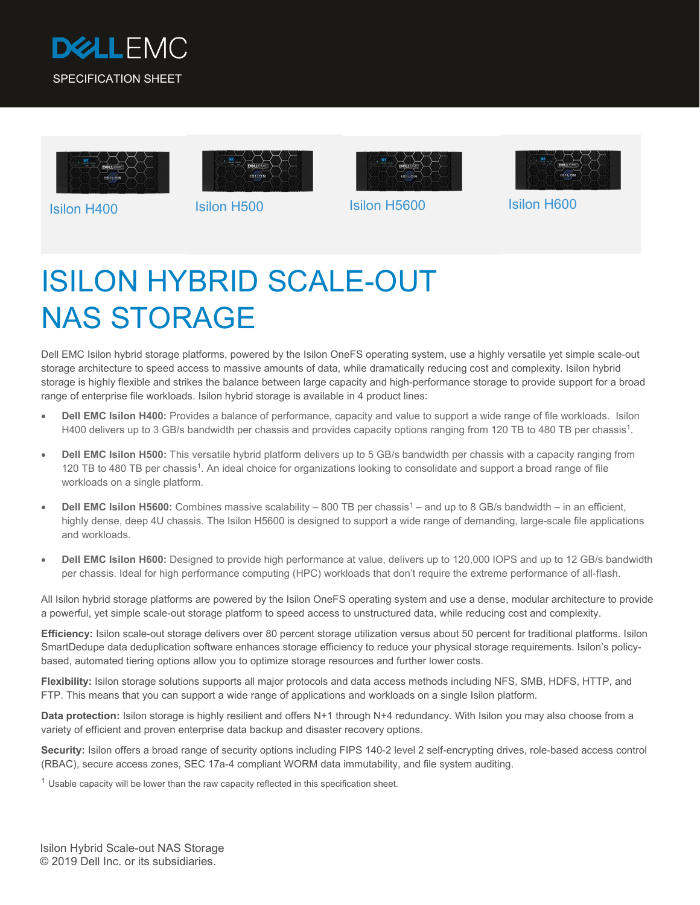DELL EMC

SPECIFICATION SHEET

Isilon H400 | Isilon H500 | Isilon H5600 | Isilon H600

# ISILON HYBRID SCALE-OUT NAS STORAGE

Dell EMC Isilon hybrid storage platforms, powered by the Isilon OneFS operating system, use a highly versatile yet simple scale-out storage architecture to speed access to massive amounts of data, while dramatically reducing cost and complexity. Isilon hybrid storage is highly flexible and strikes the balance between large capacity and high-performance storage to provide support for a broad range of enterprise file workloads. Isilon hybrid storage is available in 4 product lines:

- **Dell EMC Isilon H400:** Provides a balance of performance, capacity and value to support a wide range of file workloads. Isilon H400 delivers up to 3 GB/s bandwidth per chassis and provides capacity options ranging from 120 TB to 480 TB per chassis[1].
- **Dell EMC Isilon H500:** This versatile hybrid platform delivers up to 5 GB/s bandwidth per chassis with a capacity ranging from 120 TB to 480 TB per chassis[1]. An ideal choice for organizations looking to consolidate and support a broad range of file workloads on a single platform.
- **Dell EMC Isilon H5600:** Combines massive scalability – 800 TB per chassis[1] – and up to 8 GB/s bandwidth – in an efficient, highly dense, deep 4U chassis. The Isilon H5600 is designed to support a wide range of demanding, large-scale file applications and workloads.
- **Dell EMC Isilon H600:** Designed to provide high performance at value, delivers up to 120,000 IOPS and up to 12 GB/s bandwidth per chassis. Ideal for high performance computing (HPC) workloads that don't require the extreme performance of all-flash.

All Isilon hybrid storage platforms are powered by the Isilon OneFS operating system and use a dense, modular architecture to provide a powerful, yet simple scale-out storage platform to speed access to unstructured data, while reducing cost and complexity.

**Efficiency:** Isilon scale-out storage delivers over 80 percent storage utilization versus about 50 percent for traditional platforms. Isilon SmartDedupe data deduplication software enhances storage efficiency to reduce your physical storage requirements. Isilon's policy-based, automated tiering options allow you to optimize storage resources and further lower costs.

**Flexibility:** Isilon storage solutions supports all major protocols and data access methods including NFS, SMB, HDFS, HTTP, and FTP. This means that you can support a wide range of applications and workloads on a single Isilon platform.

**Data protection:** Isilon storage is highly resilient and offers N+1 through N+4 redundancy. With Isilon you may also choose from a variety of efficient and proven enterprise data backup and disaster recovery options.

**Security:** Isilon offers a broad range of security options including FIPS 140-2 level 2 self-encrypting drives, role-based access control (RBAC), secure access zones, SEC 17a-4 compliant WORM data immutability, and file system auditing.

[1] Usable capacity will be lower than the raw capacity reflected in this specification sheet.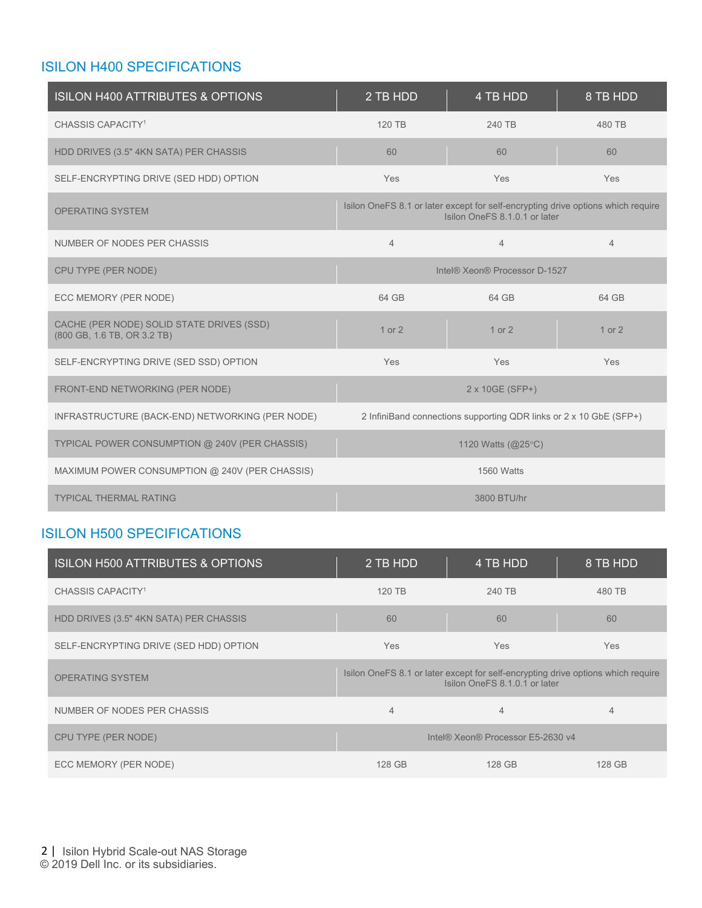## ISILON H400 SPECIFICATIONS

| ISILON H400 ATTRIBUTES & OPTIONS | 2 TB HDD | 4 TB HDD | 8 TB HDD |
|---|---|---|---|
| CHASSIS CAPACITY[1] | 120 TB | 240 TB | 480 TB |
| HDD DRIVES (3.5" 4KN SATA) PER CHASSIS | 60 | 60 | 60 |
| SELF-ENCRYPTING DRIVE (SED HDD) OPTION | Yes | Yes | Yes |
| OPERATING SYSTEM | Isilon OneFS 8.1 or later except for self-encrypting drive options which require Isilon OneFS 8.1.0.1 or later | | |
| NUMBER OF NODES PER CHASSIS | 4 | 4 | 4 |
| CPU TYPE (PER NODE) | Intel® Xeon® Processor D-1527 | | |
| ECC MEMORY (PER NODE) | 64 GB | 64 GB | 64 GB |
| CACHE (PER NODE) SOLID STATE DRIVES (SSD) (800 GB, 1.6 TB, OR 3.2 TB) | 1 or 2 | 1 or 2 | 1 or 2 |
| SELF-ENCRYPTING DRIVE (SED SSD) OPTION | Yes | Yes | Yes |
| FRONT-END NETWORKING (PER NODE) | 2 x 10GE (SFP+) | | |
| INFRASTRUCTURE (BACK-END) NETWORKING (PER NODE) | 2 InfiniBand connections supporting QDR links or 2 x 10 GbE (SFP+) | | |
| TYPICAL POWER CONSUMPTION @ 240V (PER CHASSIS) | 1120 Watts (@25°C) | | |
| MAXIMUM POWER CONSUMPTION @ 240V (PER CHASSIS) | 1560 Watts | | |
| TYPICAL THERMAL RATING | 3800 BTU/hr | | |

## ISILON H500 SPECIFICATIONS

| ISILON H500 ATTRIBUTES & OPTIONS | 2 TB HDD | 4 TB HDD | 8 TB HDD |
|---|---|---|---|
| CHASSIS CAPACITY[1] | 120 TB | 240 TB | 480 TB |
| HDD DRIVES (3.5" 4KN SATA) PER CHASSIS | 60 | 60 | 60 |
| SELF-ENCRYPTING DRIVE (SED HDD) OPTION | Yes | Yes | Yes |
| OPERATING SYSTEM | Isilon OneFS 8.1 or later except for self-encrypting drive options which require Isilon OneFS 8.1.0.1 or later | | |
| NUMBER OF NODES PER CHASSIS | 4 | 4 | 4 |
| CPU TYPE (PER NODE) | Intel® Xeon® Processor E5-2630 v4 | | |
| ECC MEMORY (PER NODE) | 128 GB | 128 GB | 128 GB |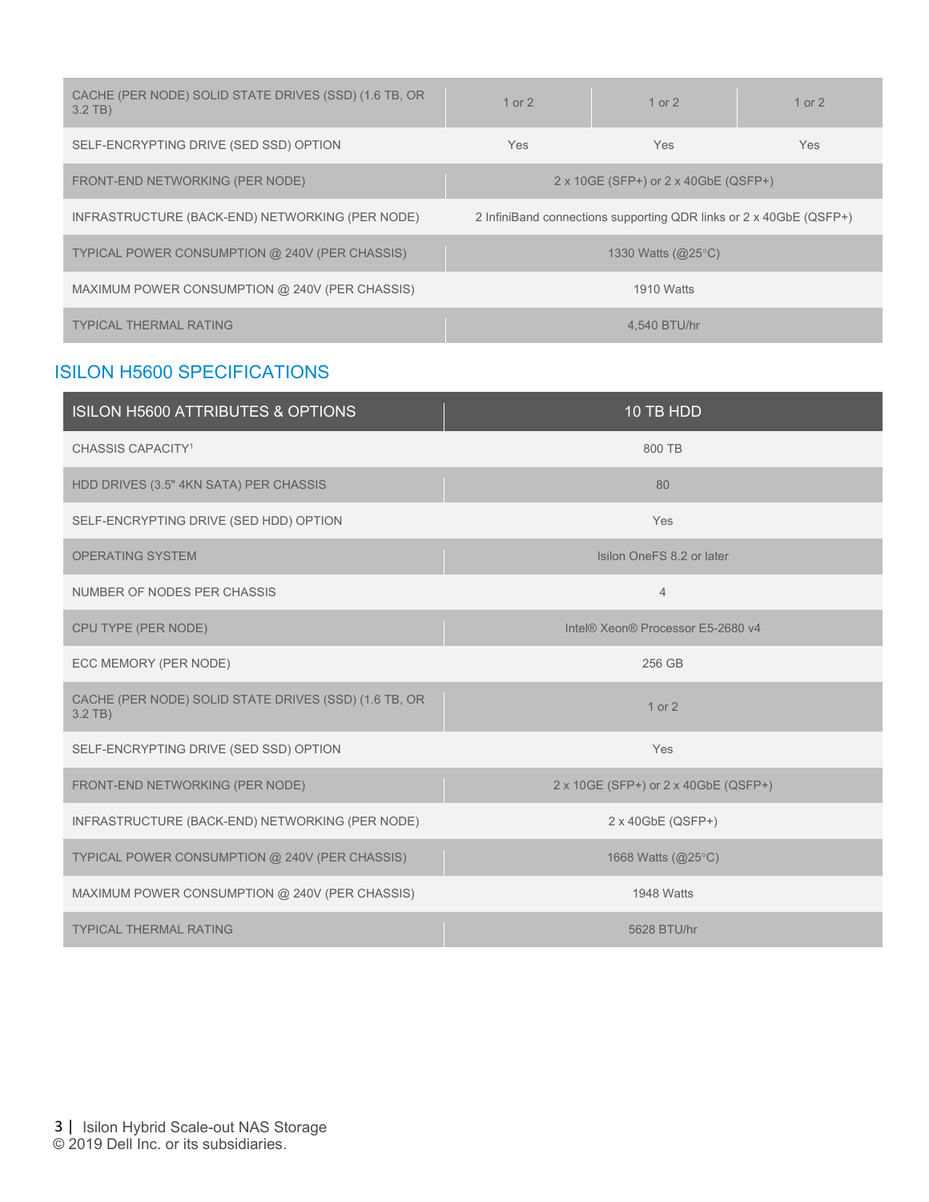| | | | |
|---|---|---|---|
| CACHE (PER NODE) SOLID STATE DRIVES (SSD) (1.6 TB, OR 3.2 TB) | 1 or 2 | 1 or 2 | 1 or 2 |
| SELF-ENCRYPTING DRIVE (SED SSD) OPTION | Yes | Yes | Yes |
| FRONT-END NETWORKING (PER NODE) | 2 x 10GE (SFP+) or 2 x 40GbE (QSFP+) | | |
| INFRASTRUCTURE (BACK-END) NETWORKING (PER NODE) | 2 InfiniBand connections supporting QDR links or 2 x 40GbE (QSFP+) | | |
| TYPICAL POWER CONSUMPTION @ 240V (PER CHASSIS) | 1330 Watts (@25°C) | | |
| MAXIMUM POWER CONSUMPTION @ 240V (PER CHASSIS) | 1910 Watts | | |
| TYPICAL THERMAL RATING | 4,540 BTU/hr | | |

## ISILON H5600 SPECIFICATIONS

| ISILON H5600 ATTRIBUTES & OPTIONS | 10 TB HDD |
|---|---|
| CHASSIS CAPACITY[1] | 800 TB |
| HDD DRIVES (3.5" 4KN SATA) PER CHASSIS | 80 |
| SELF-ENCRYPTING DRIVE (SED HDD) OPTION | Yes |
| OPERATING SYSTEM | Isilon OneFS 8.2 or later |
| NUMBER OF NODES PER CHASSIS | 4 |
| CPU TYPE (PER NODE) | Intel® Xeon® Processor E5-2680 v4 |
| ECC MEMORY (PER NODE) | 256 GB |
| CACHE (PER NODE) SOLID STATE DRIVES (SSD) (1.6 TB, OR 3.2 TB) | 1 or 2 |
| SELF-ENCRYPTING DRIVE (SED SSD) OPTION | Yes |
| FRONT-END NETWORKING (PER NODE) | 2 x 10GE (SFP+) or 2 x 40GbE (QSFP+) |
| INFRASTRUCTURE (BACK-END) NETWORKING (PER NODE) | 2 x 40GbE (QSFP+) |
| TYPICAL POWER CONSUMPTION @ 240V (PER CHASSIS) | 1668 Watts (@25°C) |
| MAXIMUM POWER CONSUMPTION @ 240V (PER CHASSIS) | 1948 Watts |
| TYPICAL THERMAL RATING | 5628 BTU/hr |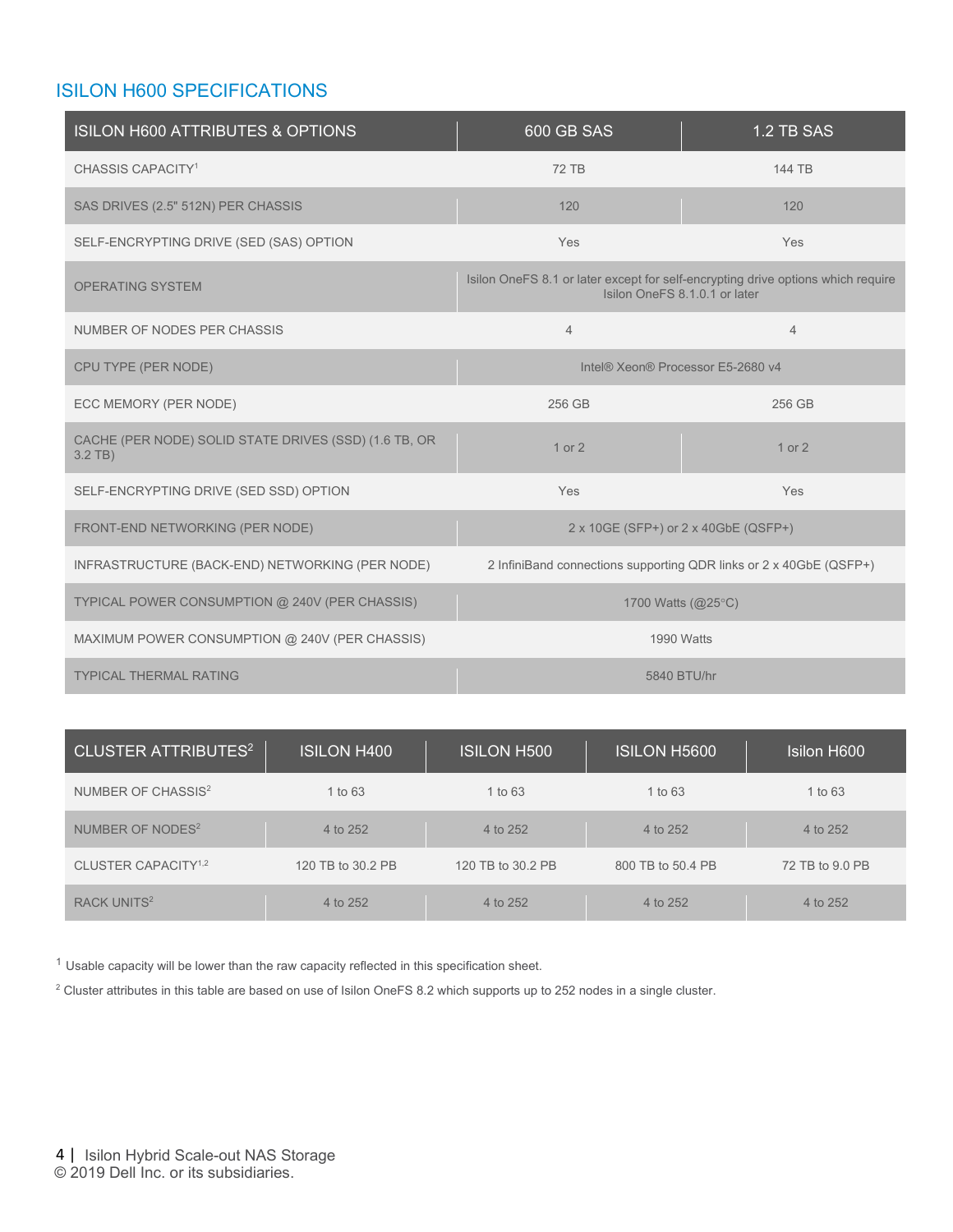## ISILON H600 SPECIFICATIONS

| ISILON H600 ATTRIBUTES & OPTIONS | 600 GB SAS | 1.2 TB SAS |
|---|---|---|
| CHASSIS CAPACITY[1] | 72 TB | 144 TB |
| SAS DRIVES (2.5" 512N) PER CHASSIS | 120 | 120 |
| SELF-ENCRYPTING DRIVE (SED (SAS) OPTION | Yes | Yes |
| OPERATING SYSTEM | Isilon OneFS 8.1 or later except for self-encrypting drive options which require Isilon OneFS 8.1.0.1 or later | |
| NUMBER OF NODES PER CHASSIS | 4 | 4 |
| CPU TYPE (PER NODE) | Intel® Xeon® Processor E5-2680 v4 | |
| ECC MEMORY (PER NODE) | 256 GB | 256 GB |
| CACHE (PER NODE) SOLID STATE DRIVES (SSD) (1.6 TB, OR 3.2 TB) | 1 or 2 | 1 or 2 |
| SELF-ENCRYPTING DRIVE (SED SSD) OPTION | Yes | Yes |
| FRONT-END NETWORKING (PER NODE) | 2 x 10GE (SFP+) or 2 x 40GbE (QSFP+) | |
| INFRASTRUCTURE (BACK-END) NETWORKING (PER NODE) | 2 InfiniBand connections supporting QDR links or 2 x 40GbE (QSFP+) | |
| TYPICAL POWER CONSUMPTION @ 240V (PER CHASSIS) | 1700 Watts (@25°C) | |
| MAXIMUM POWER CONSUMPTION @ 240V (PER CHASSIS) | 1990 Watts | |
| TYPICAL THERMAL RATING | 5840 BTU/hr | |

| CLUSTER ATTRIBUTES[2] | ISILON H400 | ISILON H500 | ISILON H5600 | Isilon H600 |
|---|---|---|---|---|
| NUMBER OF CHASSIS[2] | 1 to 63 | 1 to 63 | 1 to 63 | 1 to 63 |
| NUMBER OF NODES[2] | 4 to 252 | 4 to 252 | 4 to 252 | 4 to 252 |
| CLUSTER CAPACITY[1,2] | 120 TB to 30.2 PB | 120 TB to 30.2 PB | 800 TB to 50.4 PB | 72 TB to 9.0 PB |
| RACK UNITS[2] | 4 to 252 | 4 to 252 | 4 to 252 | 4 to 252 |

[1] Usable capacity will be lower than the raw capacity reflected in this specification sheet.

[2] Cluster attributes in this table are based on use of Isilon OneFS 8.2 which supports up to 252 nodes in a single cluster.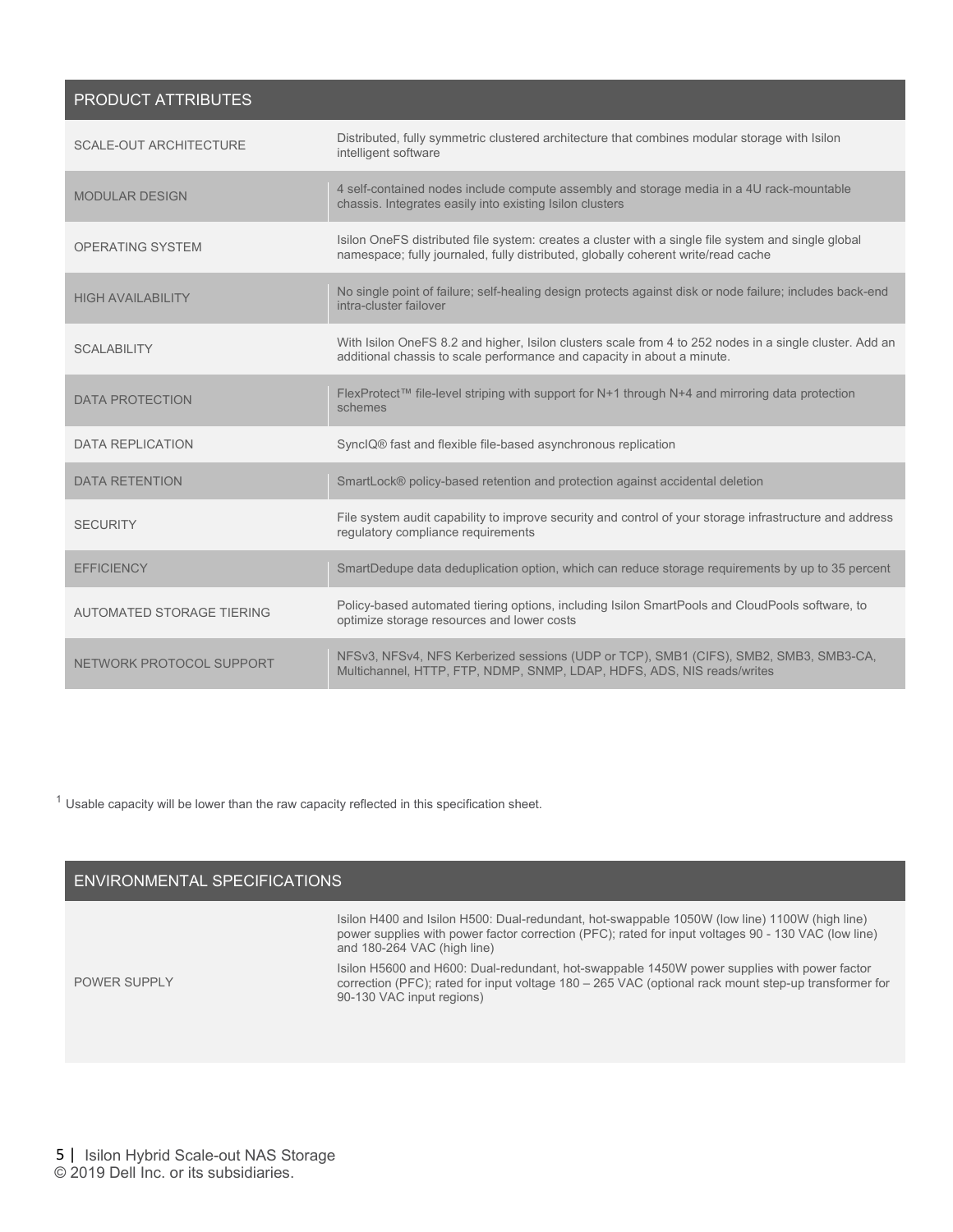| PRODUCT ATTRIBUTES | |
|---|---|
| SCALE-OUT ARCHITECTURE | Distributed, fully symmetric clustered architecture that combines modular storage with Isilon intelligent software |
| MODULAR DESIGN | 4 self-contained nodes include compute assembly and storage media in a 4U rack-mountable chassis. Integrates easily into existing Isilon clusters |
| OPERATING SYSTEM | Isilon OneFS distributed file system: creates a cluster with a single file system and single global namespace; fully journaled, fully distributed, globally coherent write/read cache |
| HIGH AVAILABILITY | No single point of failure; self-healing design protects against disk or node failure; includes back-end intra-cluster failover |
| SCALABILITY | With Isilon OneFS 8.2 and higher, Isilon clusters scale from 4 to 252 nodes in a single cluster. Add an additional chassis to scale performance and capacity in about a minute. |
| DATA PROTECTION | FlexProtect™ file-level striping with support for N+1 through N+4 and mirroring data protection schemes |
| DATA REPLICATION | SyncIQ® fast and flexible file-based asynchronous replication |
| DATA RETENTION | SmartLock® policy-based retention and protection against accidental deletion |
| SECURITY | File system audit capability to improve security and control of your storage infrastructure and address regulatory compliance requirements |
| EFFICIENCY | SmartDedupe data deduplication option, which can reduce storage requirements by up to 35 percent |
| AUTOMATED STORAGE TIERING | Policy-based automated tiering options, including Isilon SmartPools and CloudPools software, to optimize storage resources and lower costs |
| NETWORK PROTOCOL SUPPORT | NFSv3, NFSv4, NFS Kerberized sessions (UDP or TCP), SMB1 (CIFS), SMB2, SMB3, SMB3-CA, Multichannel, HTTP, FTP, NDMP, SNMP, LDAP, HDFS, ADS, NIS reads/writes |

[1] Usable capacity will be lower than the raw capacity reflected in this specification sheet.

| ENVIRONMENTAL SPECIFICATIONS | |
|---|---|
| POWER SUPPLY | Isilon H400 and Isilon H500: Dual-redundant, hot-swappable 1050W (low line) 1100W (high line) power supplies with power factor correction (PFC); rated for input voltages 90 - 130 VAC (low line) and 180-264 VAC (high line)<br><br>Isilon H5600 and H600: Dual-redundant, hot-swappable 1450W power supplies with power factor correction (PFC); rated for input voltage 180 – 265 VAC (optional rack mount step-up transformer for 90-130 VAC input regions) |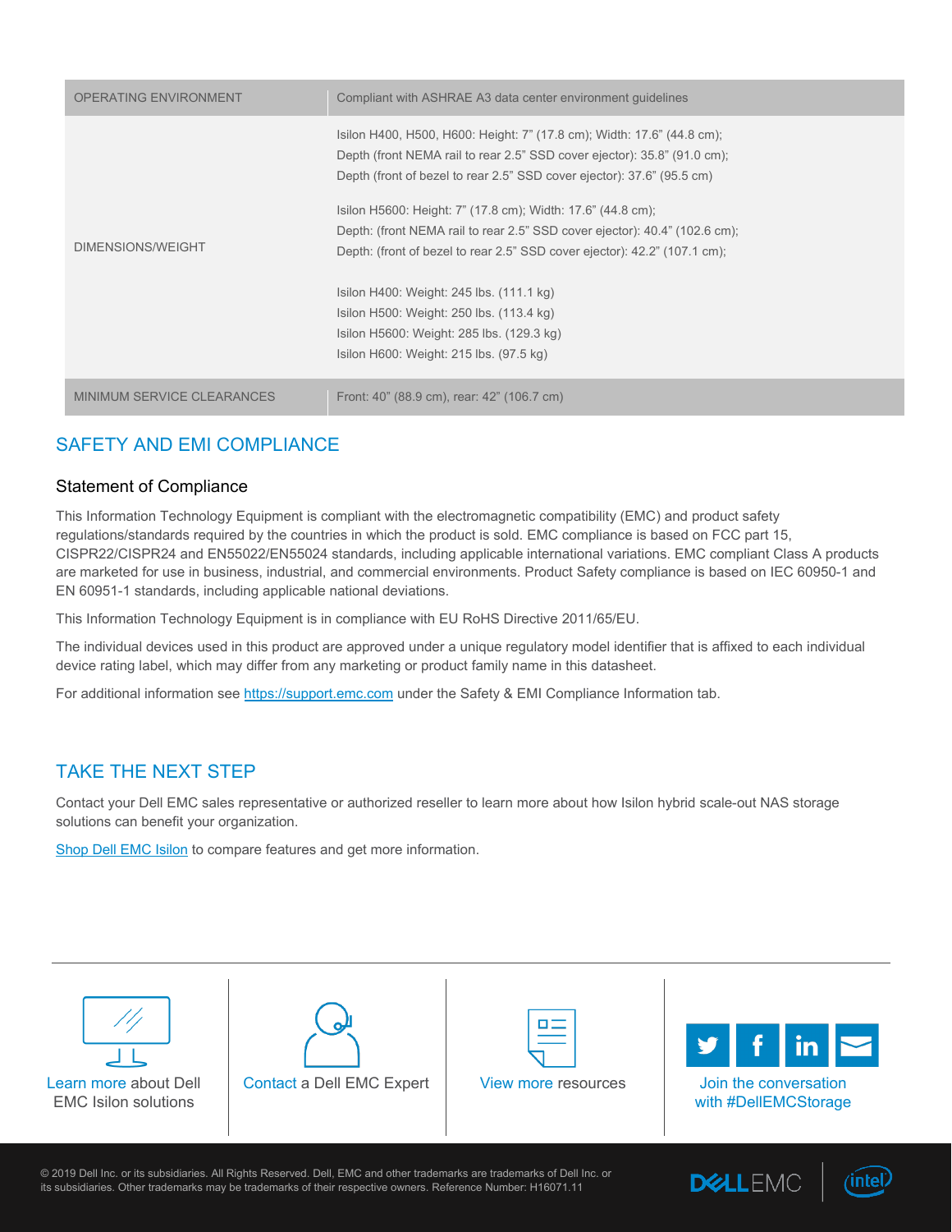| | |
|---|---|
| OPERATING ENVIRONMENT | Compliant with ASHRAE A3 data center environment guidelines |
| DIMENSIONS/WEIGHT | Isilon H400, H500, H600: Height: 7" (17.8 cm); Width: 17.6" (44.8 cm); Depth (front NEMA rail to rear 2.5" SSD cover ejector): 35.8" (91.0 cm); Depth (front of bezel to rear 2.5" SSD cover ejector): 37.6" (95.5 cm)<br><br>Isilon H5600: Height: 7" (17.8 cm); Width: 17.6" (44.8 cm); Depth: (front NEMA rail to rear 2.5" SSD cover ejector): 40.4" (102.6 cm); Depth: (front of bezel to rear 2.5" SSD cover ejector): 42.2" (107.1 cm);<br><br>Isilon H400: Weight: 245 lbs. (111.1 kg)<br>Isilon H500: Weight: 250 lbs. (113.4 kg)<br>Isilon H5600: Weight: 285 lbs. (129.3 kg)<br>Isilon H600: Weight: 215 lbs. (97.5 kg) |
| MINIMUM SERVICE CLEARANCES | Front: 40" (88.9 cm), rear: 42" (106.7 cm) |

## SAFETY AND EMI COMPLIANCE

### Statement of Compliance

This Information Technology Equipment is compliant with the electromagnetic compatibility (EMC) and product safety regulations/standards required by the countries in which the product is sold. EMC compliance is based on FCC part 15, CISPR22/CISPR24 and EN55022/EN55024 standards, including applicable international variations. EMC compliant Class A products are marketed for use in business, industrial, and commercial environments. Product Safety compliance is based on IEC 60950-1 and EN 60951-1 standards, including applicable national deviations.

This Information Technology Equipment is in compliance with EU RoHS Directive 2011/65/EU.

The individual devices used in this product are approved under a unique regulatory model identifier that is affixed to each individual device rating label, which may differ from any marketing or product family name in this datasheet.

For additional information see https://support.emc.com under the Safety & EMI Compliance Information tab.

## TAKE THE NEXT STEP

Contact your Dell EMC sales representative or authorized reseller to learn more about how Isilon hybrid scale-out NAS storage solutions can benefit your organization.

Shop Dell EMC Isilon to compare features and get more information.

Learn more about Dell EMC Isilon solutions

Contact a Dell EMC Expert

View more resources

Join the conversation with #DellEMCStorage

© 2019 Dell Inc. or its subsidiaries. All Rights Reserved. Dell, EMC and other trademarks are trademarks of Dell Inc. or its subsidiaries. Other trademarks may be trademarks of their respective owners. Reference Number: H16071.11